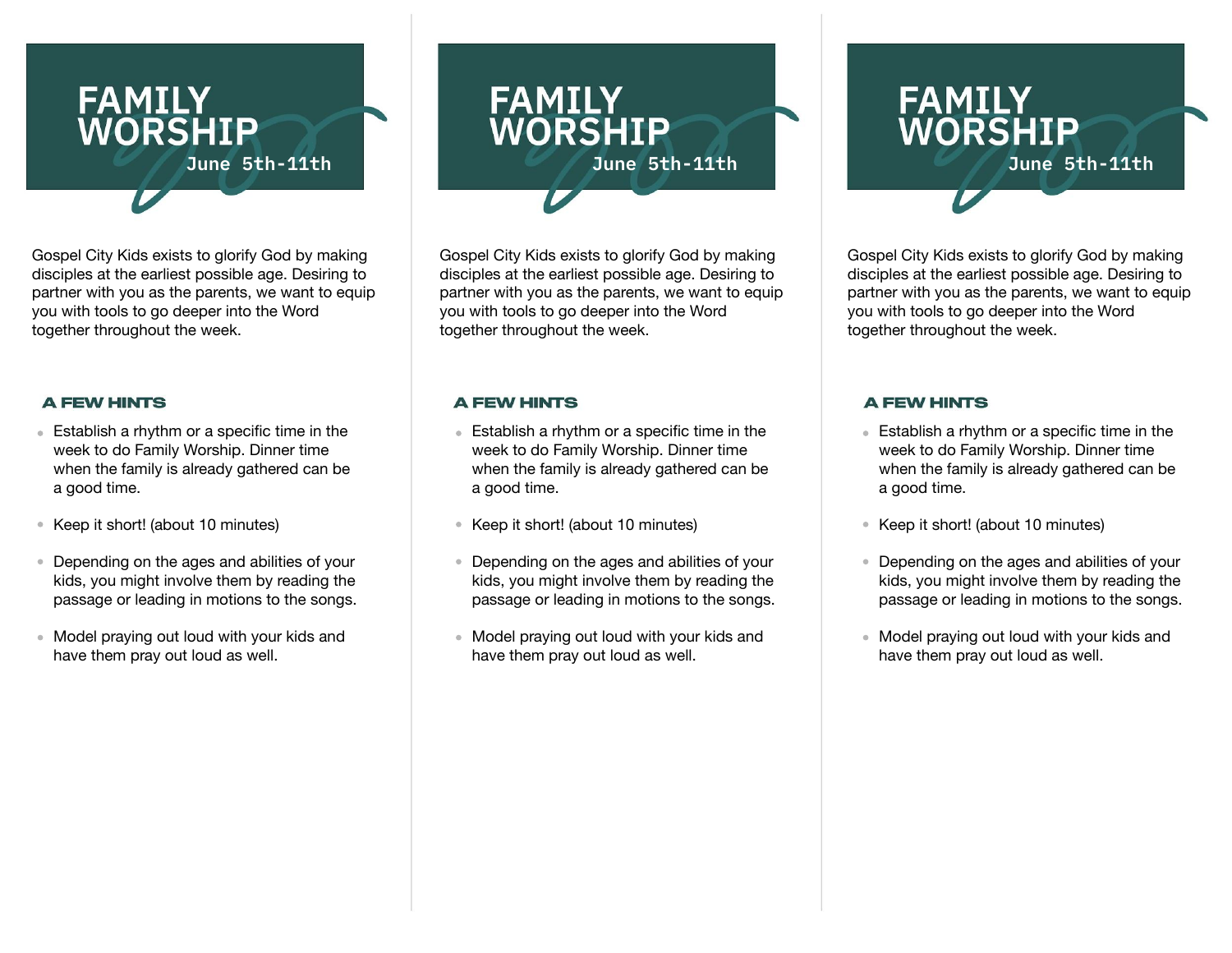# FAMILY WORSHIP

June 5th-11th

Gospel City Kids exists to glorify God by making disciples at the earliest possible age. Desiring to partner with you as the parents, we want to equip you with tools to go deeper into the Word together throughout the week.

### A FEW HINTS

- Establish a rhythm or a specific time in the week to do Family Worship. Dinner time when the family is already gathered can be a good time.
- Keep it short! (about 10 minutes)
- Depending on the ages and abilities of your kids, you might involve them by reading the passage or leading in motions to the songs.
- Model praying out loud with your kids and have them pray out loud as well.

# FAMILY WORSHIP

June 5th-11th

Gospel City Kids exists to glorify God by making disciples at the earliest possible age. Desiring to partner with you as the parents, we want to equip you with tools to go deeper into the Word together throughout the week.

### A FEW HINTS

- Establish a rhythm or a specific time in the week to do Family Worship. Dinner time when the family is already gathered can be a good time.
- Keep it short! (about 10 minutes)
- Depending on the ages and abilities of your kids, you might involve them by reading the passage or leading in motions to the songs.
- Model praying out loud with your kids and have them pray out loud as well.

# FAMILY WORSHIP

June 5th-11th

Gospel City Kids exists to glorify God by making disciples at the earliest possible age. Desiring to partner with you as the parents, we want to equip you with tools to go deeper into the Word together throughout the week.

### A FEW HINTS

- Establish a rhythm or a specific time in the week to do Family Worship. Dinner time when the family is already gathered can be a good time.
- Keep it short! (about 10 minutes)
- Depending on the ages and abilities of your kids, you might involve them by reading the passage or leading in motions to the songs.
- Model praying out loud with your kids and have them pray out loud as well.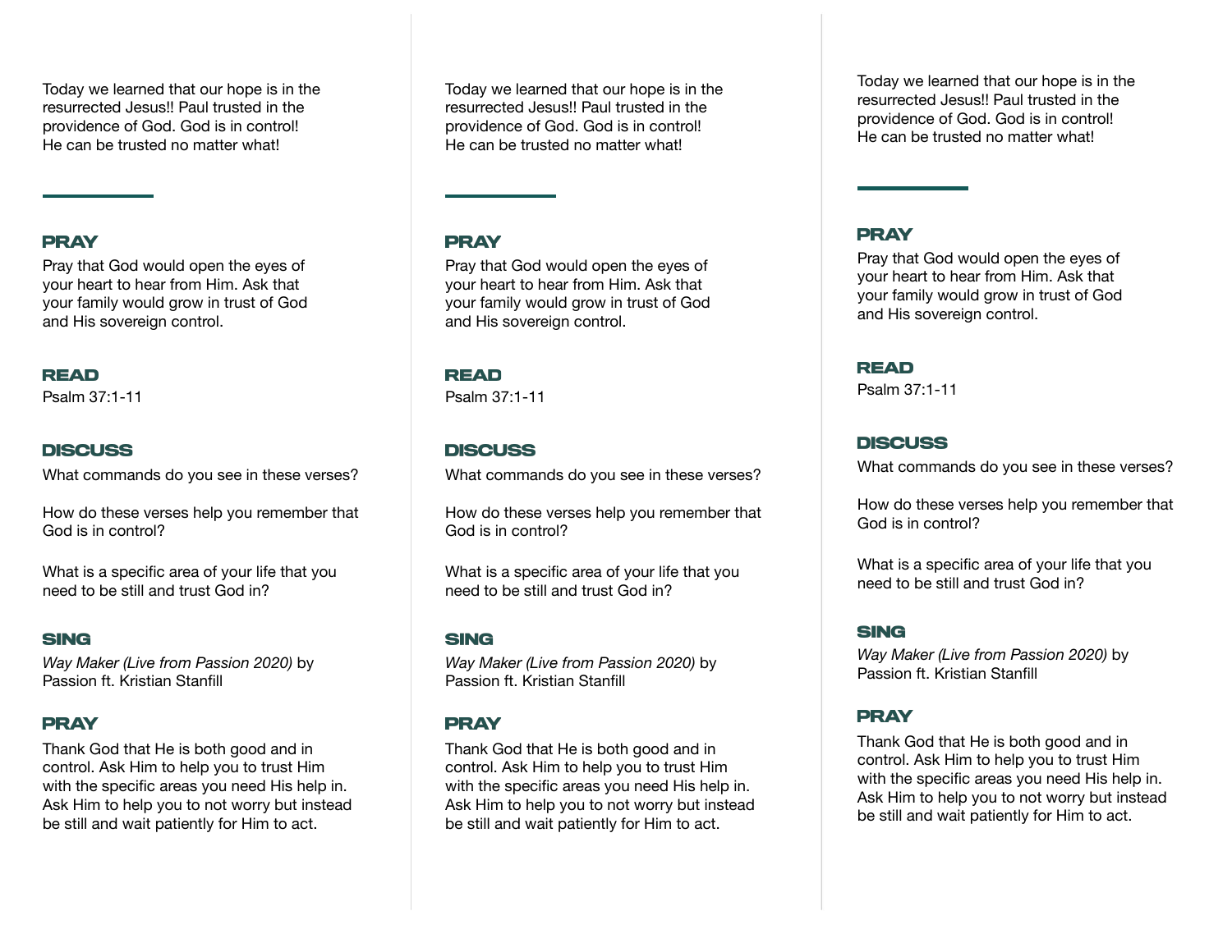Today we learned that our hope is in the resurrected Jesus!! Paul trusted in the providence of God. God is in control! He can be trusted no matter what!

---

## PRAY

Pray that God would open the eyes of your heart to hear from Him. Ask that your family would grow in trust of God and His sovereign control.

## READ

Psalm 37:1-11

## DISCUSS

What commands do you see in these verses?

How do these verses help you remember that God is in control?

What is a specific area of your life that you need to be still and trust God in?

## SING

*Way Maker (Live from Passion 2020)* by Passion ft. Kristian Stanfill

## PRAY

Thank God that He is both good and in control. Ask Him to help you to trust Him with the specific areas you need His help in. Ask Him to help you to not worry but instead be still and wait patiently for Him to act.

Today we learned that our hope is in the resurrected Jesus!! Paul trusted in the providence of God. God is in control! He can be trusted no matter what!

---

## PRAY

Pray that God would open the eyes of your heart to hear from Him. Ask that your family would grow in trust of God and His sovereign control.

## READ

Psalm 37:1-11

## DISCUSS

What commands do you see in these verses?

How do these verses help you remember that God is in control?

What is a specific area of your life that you need to be still and trust God in?

## SING

*Way Maker (Live from Passion 2020)* by Passion ft. Kristian Stanfill

## PRAY

Thank God that He is both good and in control. Ask Him to help you to trust Him with the specific areas you need His help in. Ask Him to help you to not worry but instead be still and wait patiently for Him to act.

Today we learned that our hope is in the resurrected Jesus!! Paul trusted in the providence of God. God is in control! He can be trusted no matter what!

---

## PRAY

Pray that God would open the eyes of your heart to hear from Him. Ask that your family would grow in trust of God and His sovereign control.

## READ

Psalm 37:1-11

## DISCUSS

What commands do you see in these verses?

How do these verses help you remember that God is in control?

What is a specific area of your life that you need to be still and trust God in?

## SING

*Way Maker (Live from Passion 2020)* by Passion ft. Kristian Stanfill

## PRAY

Thank God that He is both good and in control. Ask Him to help you to trust Him with the specific areas you need His help in. Ask Him to help you to not worry but instead be still and wait patiently for Him to act.